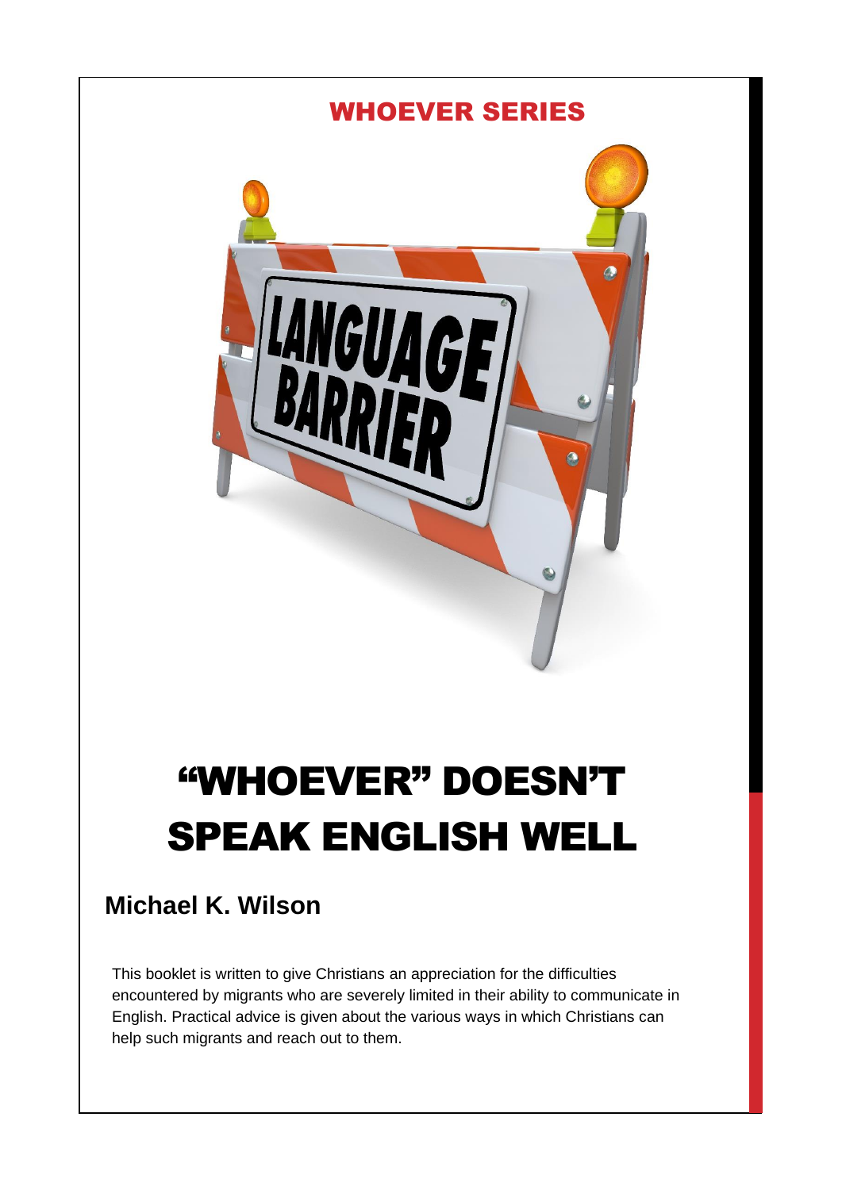## WHOEVER SERIES

# "WHOEVER" DOESN'T SPEAK ENGLISH WELL

**Michael K. Wilson**

This booklet is written to give Christians an appreciation for the difficulties encountered by migrants who are severely limited in their ability to communicate in English. Practical advice is given about the various ways in which Christians can help such migrants and reach out to them.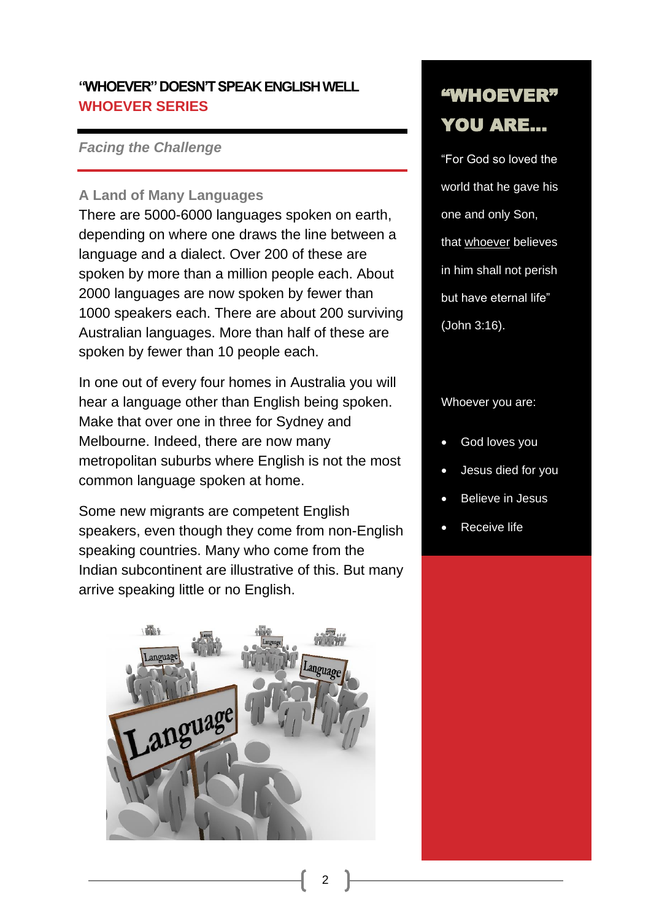**"WHOEVER" DOESN'T SPEAK ENGLISH WELL**
**WHOEVER SERIES**

*Facing the Challenge*

### A Land of Many Languages

There are 5000-6000 languages spoken on earth, depending on where one draws the line between a language and a dialect. Over 200 of these are spoken by more than a million people each. About 2000 languages are now spoken by fewer than 1000 speakers each. There are about 200 surviving Australian languages. More than half of these are spoken by fewer than 10 people each.

In one out of every four homes in Australia you will hear a language other than English being spoken. Make that over one in three for Sydney and Melbourne. Indeed, there are now many metropolitan suburbs where English is not the most common language spoken at home.

Some new migrants are competent English speakers, even though they come from non-English speaking countries. Many who come from the Indian subcontinent are illustrative of this. But many arrive speaking little or no English.

## "WHOEVER" YOU ARE...

"For God so loved the world that he gave his one and only Son, that whoever believes in him shall not perish but have eternal life" (John 3:16).

Whoever you are:

- God loves you
- Jesus died for you
- Believe in Jesus
- Receive life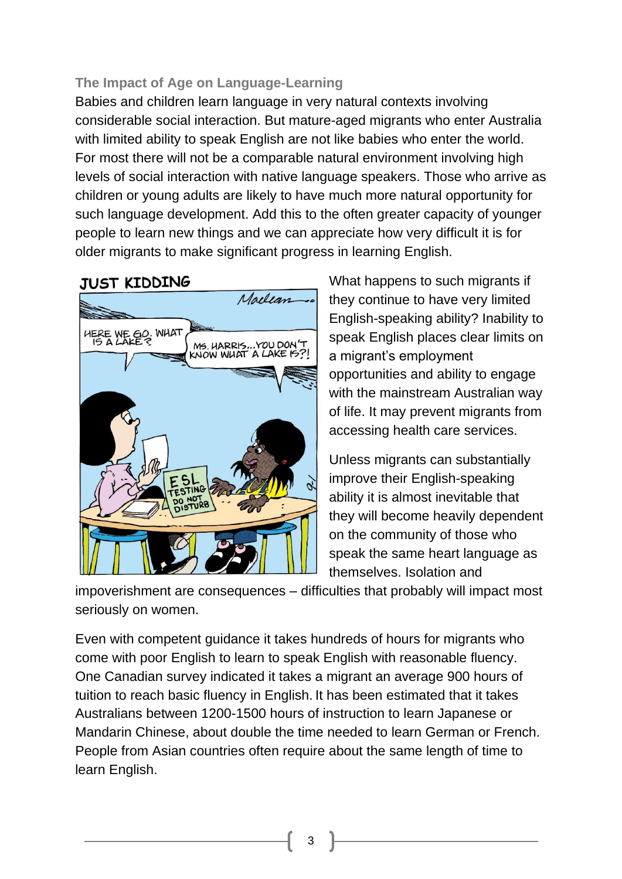### The Impact of Age on Language-Learning

Babies and children learn language in very natural contexts involving considerable social interaction. But mature-aged migrants who enter Australia with limited ability to speak English are not like babies who enter the world. For most there will not be a comparable natural environment involving high levels of social interaction with native language speakers. Those who arrive as children or young adults are likely to have much more natural opportunity for such language development. Add this to the often greater capacity of younger people to learn new things and we can appreciate how very difficult it is for older migrants to make significant progress in learning English.

What happens to such migrants if they continue to have very limited English-speaking ability? Inability to speak English places clear limits on a migrant's employment opportunities and ability to engage with the mainstream Australian way of life. It may prevent migrants from accessing health care services.

Unless migrants can substantially improve their English-speaking ability it is almost inevitable that they will become heavily dependent on the community of those who speak the same heart language as themselves. Isolation and impoverishment are consequences – difficulties that probably will impact most seriously on women.

Even with competent guidance it takes hundreds of hours for migrants who come with poor English to learn to speak English with reasonable fluency. One Canadian survey indicated it takes a migrant an average 900 hours of tuition to reach basic fluency in English. It has been estimated that it takes Australians between 1200-1500 hours of instruction to learn Japanese or Mandarin Chinese, about double the time needed to learn German or French. People from Asian countries often require about the same length of time to learn English.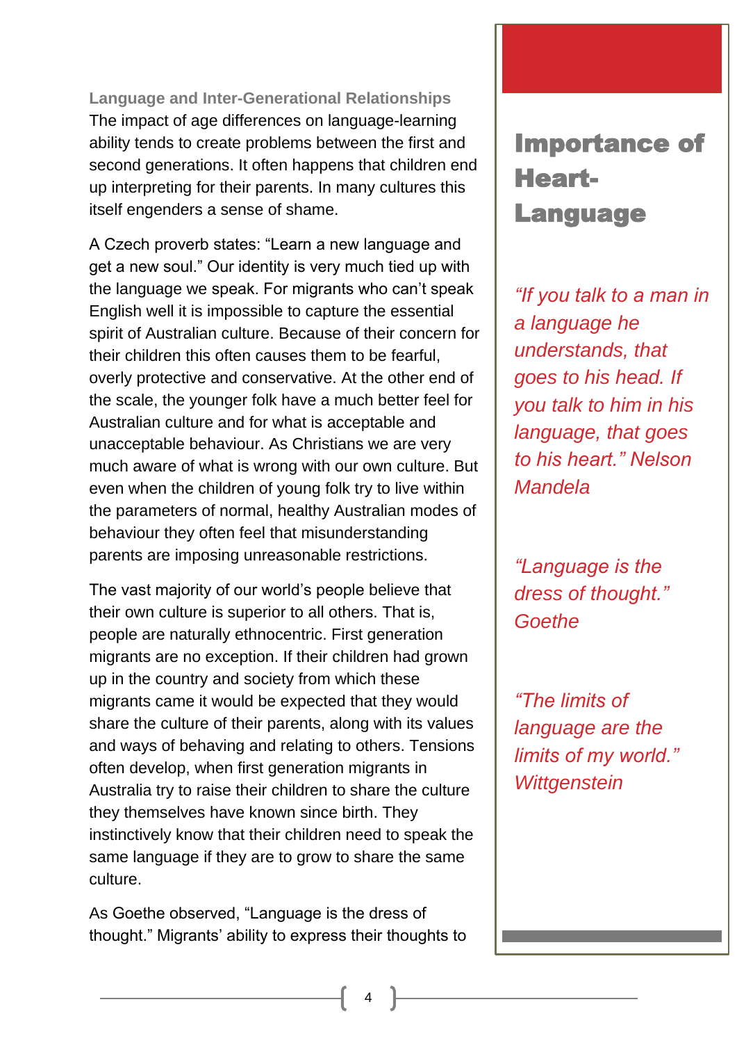### Language and Inter-Generational Relationships

The impact of age differences on language-learning ability tends to create problems between the first and second generations. It often happens that children end up interpreting for their parents. In many cultures this itself engenders a sense of shame.

A Czech proverb states: “Learn a new language and get a new soul.” Our identity is very much tied up with the language we speak. For migrants who can’t speak English well it is impossible to capture the essential spirit of Australian culture. Because of their concern for their children this often causes them to be fearful, overly protective and conservative. At the other end of the scale, the younger folk have a much better feel for Australian culture and for what is acceptable and unacceptable behaviour. As Christians we are very much aware of what is wrong with our own culture. But even when the children of young folk try to live within the parameters of normal, healthy Australian modes of behaviour they often feel that misunderstanding parents are imposing unreasonable restrictions.

The vast majority of our world’s people believe that their own culture is superior to all others. That is, people are naturally ethnocentric. First generation migrants are no exception. If their children had grown up in the country and society from which these migrants came it would be expected that they would share the culture of their parents, along with its values and ways of behaving and relating to others. Tensions often develop, when first generation migrants in Australia try to raise their children to share the culture they themselves have known since birth. They instinctively know that their children need to speak the same language if they are to grow to share the same culture.

As Goethe observed, “Language is the dress of thought.” Migrants’ ability to express their thoughts to

## Importance of Heart-Language

*“If you talk to a man in a language he understands, that goes to his head. If you talk to him in his language, that goes to his heart.” Nelson Mandela*

*“Language is the dress of thought.” Goethe*

*“The limits of language are the limits of my world.” Wittgenstein*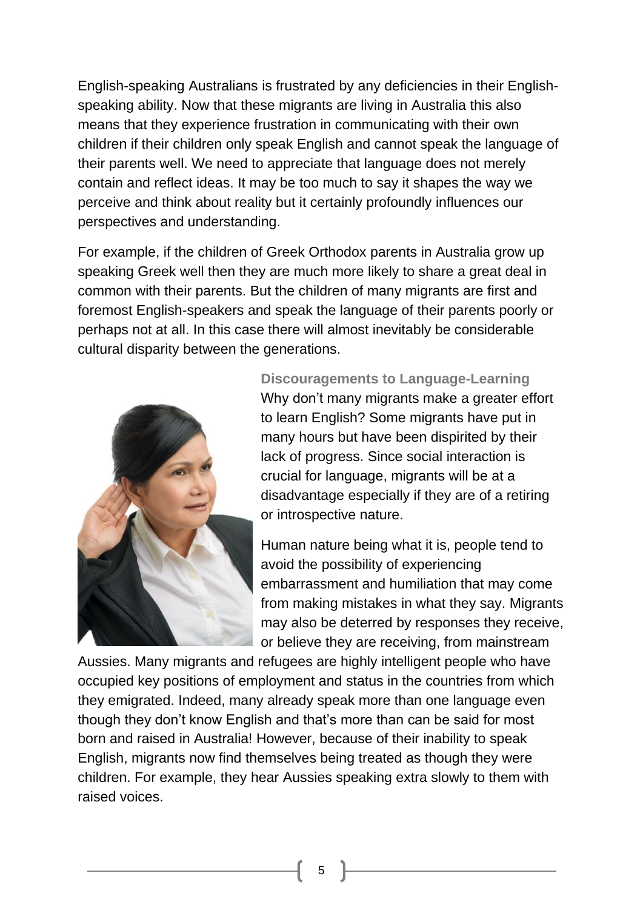English-speaking Australians is frustrated by any deficiencies in their English-speaking ability. Now that these migrants are living in Australia this also means that they experience frustration in communicating with their own children if their children only speak English and cannot speak the language of their parents well. We need to appreciate that language does not merely contain and reflect ideas. It may be too much to say it shapes the way we perceive and think about reality but it certainly profoundly influences our perspectives and understanding.

For example, if the children of Greek Orthodox parents in Australia grow up speaking Greek well then they are much more likely to share a great deal in common with their parents. But the children of many migrants are first and foremost English-speakers and speak the language of their parents poorly or perhaps not at all. In this case there will almost inevitably be considerable cultural disparity between the generations.

### Discouragements to Language-Learning

Why don't many migrants make a greater effort to learn English? Some migrants have put in many hours but have been dispirited by their lack of progress. Since social interaction is crucial for language, migrants will be at a disadvantage especially if they are of a retiring or introspective nature.

Human nature being what it is, people tend to avoid the possibility of experiencing embarrassment and humiliation that may come from making mistakes in what they say. Migrants may also be deterred by responses they receive, or believe they are receiving, from mainstream Aussies. Many migrants and refugees are highly intelligent people who have occupied key positions of employment and status in the countries from which they emigrated. Indeed, many already speak more than one language even though they don't know English and that's more than can be said for most born and raised in Australia! However, because of their inability to speak English, migrants now find themselves being treated as though they were children. For example, they hear Aussies speaking extra slowly to them with raised voices.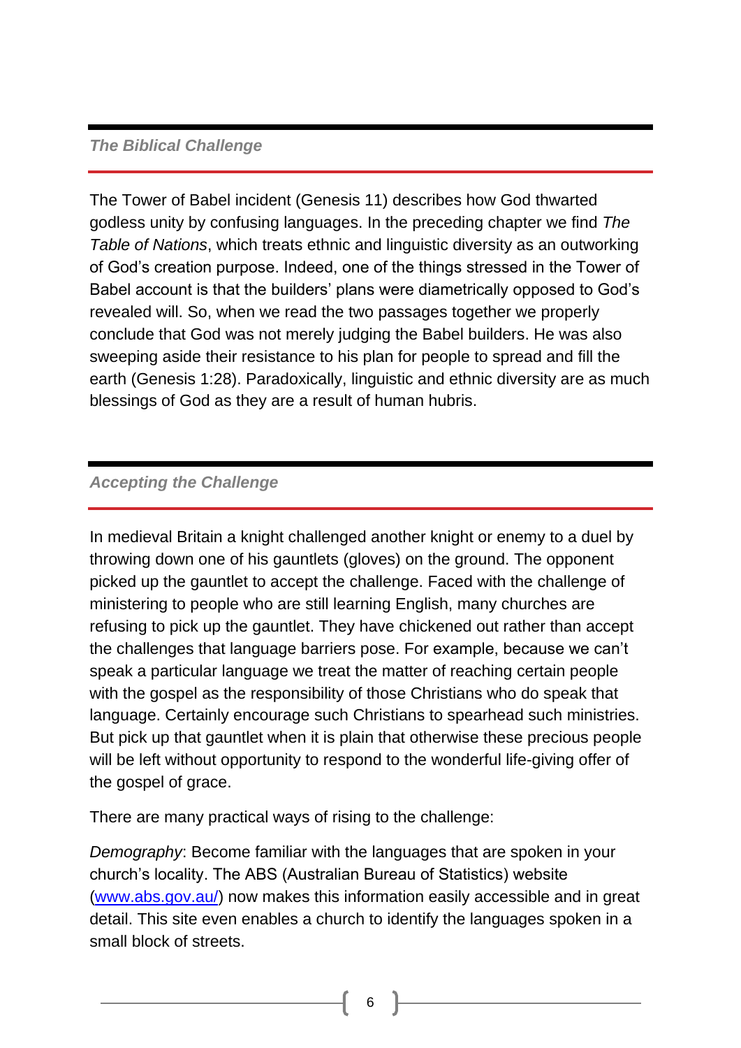### *The Biblical Challenge*

The Tower of Babel incident (Genesis 11) describes how God thwarted godless unity by confusing languages. In the preceding chapter we find *The Table of Nations*, which treats ethnic and linguistic diversity as an outworking of God's creation purpose. Indeed, one of the things stressed in the Tower of Babel account is that the builders' plans were diametrically opposed to God's revealed will. So, when we read the two passages together we properly conclude that God was not merely judging the Babel builders. He was also sweeping aside their resistance to his plan for people to spread and fill the earth (Genesis 1:28). Paradoxically, linguistic and ethnic diversity are as much blessings of God as they are a result of human hubris.

### *Accepting the Challenge*

In medieval Britain a knight challenged another knight or enemy to a duel by throwing down one of his gauntlets (gloves) on the ground. The opponent picked up the gauntlet to accept the challenge. Faced with the challenge of ministering to people who are still learning English, many churches are refusing to pick up the gauntlet. They have chickened out rather than accept the challenges that language barriers pose. For example, because we can't speak a particular language we treat the matter of reaching certain people with the gospel as the responsibility of those Christians who do speak that language. Certainly encourage such Christians to spearhead such ministries. But pick up that gauntlet when it is plain that otherwise these precious people will be left without opportunity to respond to the wonderful life-giving offer of the gospel of grace.

There are many practical ways of rising to the challenge:

*Demography*: Become familiar with the languages that are spoken in your church's locality. The ABS (Australian Bureau of Statistics) website ([www.abs.gov.au/](http://www.abs.gov.au/)) now makes this information easily accessible and in great detail. This site even enables a church to identify the languages spoken in a small block of streets.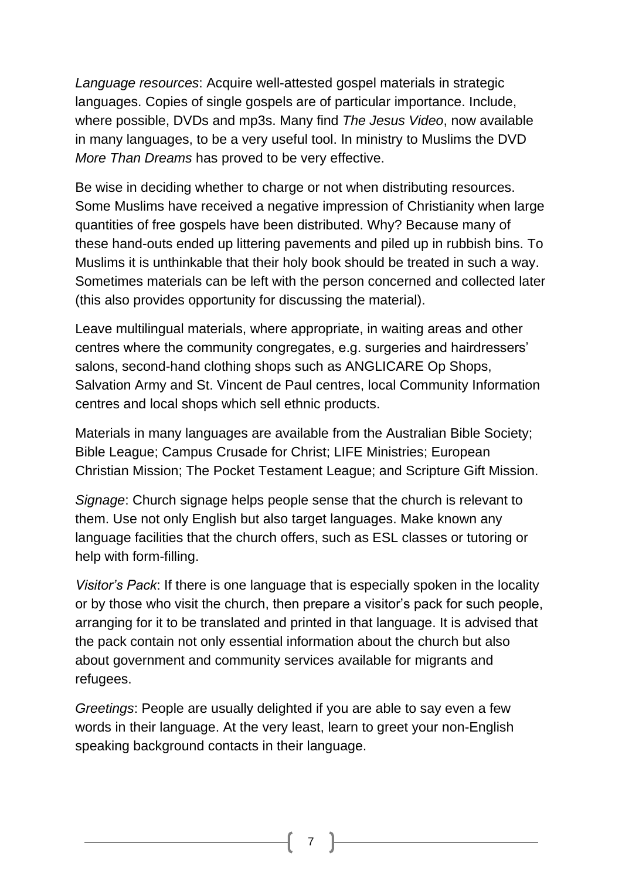*Language resources*: Acquire well-attested gospel materials in strategic languages. Copies of single gospels are of particular importance. Include, where possible, DVDs and mp3s. Many find *The Jesus Video*, now available in many languages, to be a very useful tool. In ministry to Muslims the DVD *More Than Dreams* has proved to be very effective.

Be wise in deciding whether to charge or not when distributing resources. Some Muslims have received a negative impression of Christianity when large quantities of free gospels have been distributed. Why? Because many of these hand-outs ended up littering pavements and piled up in rubbish bins. To Muslims it is unthinkable that their holy book should be treated in such a way. Sometimes materials can be left with the person concerned and collected later (this also provides opportunity for discussing the material).

Leave multilingual materials, where appropriate, in waiting areas and other centres where the community congregates, e.g. surgeries and hairdressers' salons, second-hand clothing shops such as ANGLICARE Op Shops, Salvation Army and St. Vincent de Paul centres, local Community Information centres and local shops which sell ethnic products.

Materials in many languages are available from the Australian Bible Society; Bible League; Campus Crusade for Christ; LIFE Ministries; European Christian Mission; The Pocket Testament League; and Scripture Gift Mission.

*Signage*: Church signage helps people sense that the church is relevant to them. Use not only English but also target languages. Make known any language facilities that the church offers, such as ESL classes or tutoring or help with form-filling.

*Visitor's Pack*: If there is one language that is especially spoken in the locality or by those who visit the church, then prepare a visitor's pack for such people, arranging for it to be translated and printed in that language. It is advised that the pack contain not only essential information about the church but also about government and community services available for migrants and refugees.

*Greetings*: People are usually delighted if you are able to say even a few words in their language. At the very least, learn to greet your non-English speaking background contacts in their language.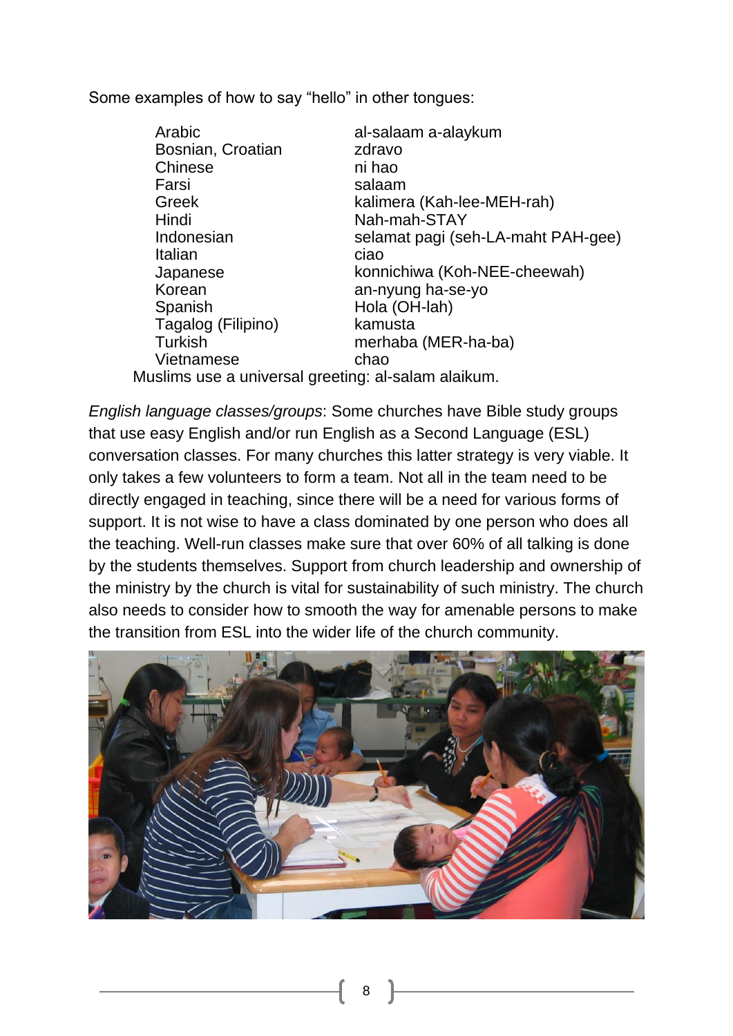Some examples of how to say "hello" in other tongues:

| | |
|---|---|
| Arabic | al-salaam a-alaykum |
| Bosnian, Croatian | zdravo |
| Chinese | ni hao |
| Farsi | salaam |
| Greek | kalimera (Kah-lee-MEH-rah) |
| Hindi | Nah-mah-STAY |
| Indonesian | selamat pagi (seh-LA-maht PAH-gee) |
| Italian | ciao |
| Japanese | konnichiwa (Koh-NEE-cheewah) |
| Korean | an-nyung ha-se-yo |
| Spanish | Hola (OH-lah) |
| Tagalog (Filipino) | kamusta |
| Turkish | merhaba (MER-ha-ba) |
| Vietnamese | chao |

Muslims use a universal greeting: al-salam alaikum.

*English language classes/groups*: Some churches have Bible study groups that use easy English and/or run English as a Second Language (ESL) conversation classes. For many churches this latter strategy is very viable. It only takes a few volunteers to form a team. Not all in the team need to be directly engaged in teaching, since there will be a need for various forms of support. It is not wise to have a class dominated by one person who does all the teaching. Well-run classes make sure that over 60% of all talking is done by the students themselves. Support from church leadership and ownership of the ministry by the church is vital for sustainability of such ministry. The church also needs to consider how to smooth the way for amenable persons to make the transition from ESL into the wider life of the church community.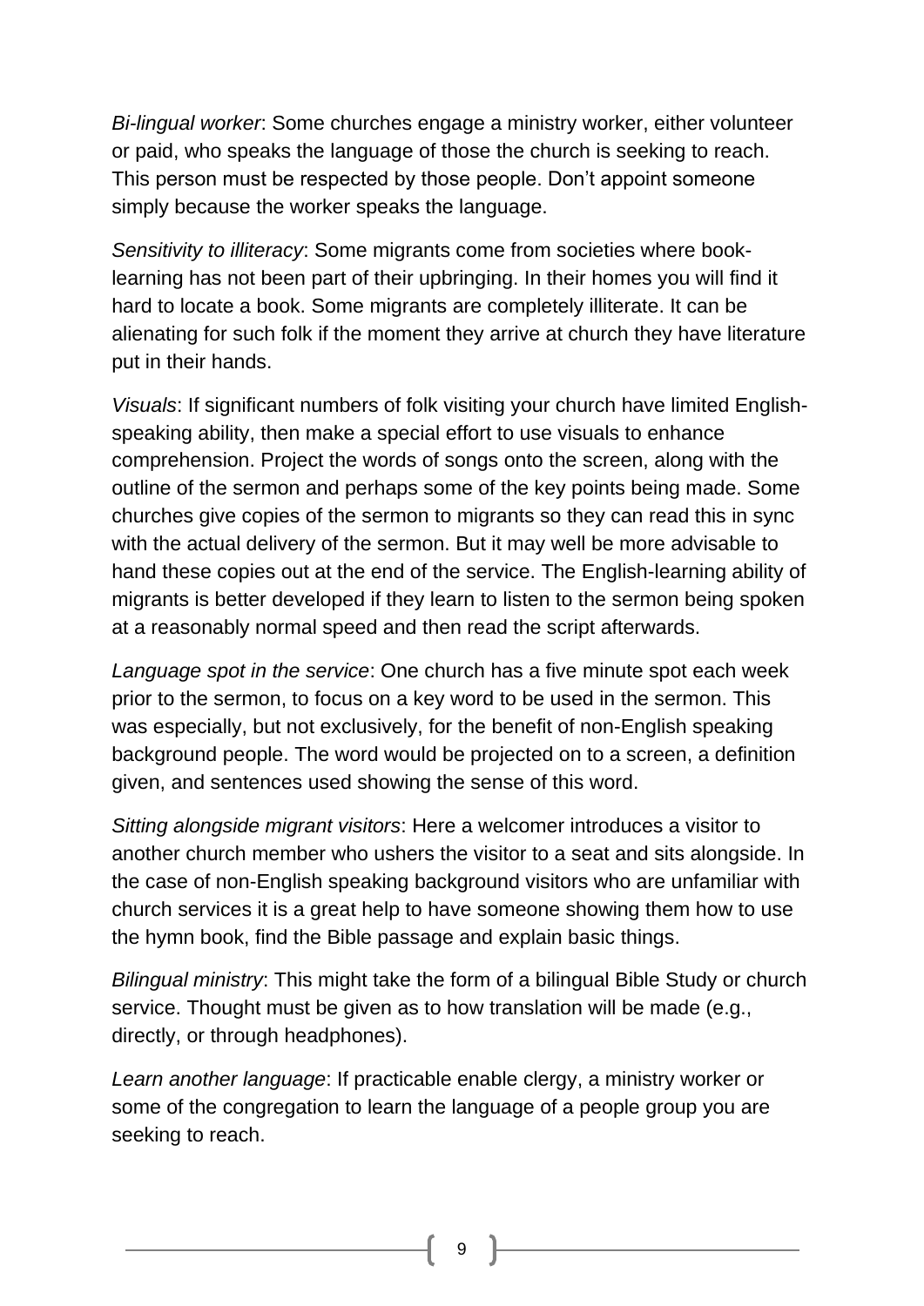*Bi-lingual worker*: Some churches engage a ministry worker, either volunteer or paid, who speaks the language of those the church is seeking to reach. This person must be respected by those people. Don't appoint someone simply because the worker speaks the language.

*Sensitivity to illiteracy*: Some migrants come from societies where book-learning has not been part of their upbringing. In their homes you will find it hard to locate a book. Some migrants are completely illiterate. It can be alienating for such folk if the moment they arrive at church they have literature put in their hands.

*Visuals*: If significant numbers of folk visiting your church have limited English-speaking ability, then make a special effort to use visuals to enhance comprehension. Project the words of songs onto the screen, along with the outline of the sermon and perhaps some of the key points being made. Some churches give copies of the sermon to migrants so they can read this in sync with the actual delivery of the sermon. But it may well be more advisable to hand these copies out at the end of the service. The English-learning ability of migrants is better developed if they learn to listen to the sermon being spoken at a reasonably normal speed and then read the script afterwards.

*Language spot in the service*: One church has a five minute spot each week prior to the sermon, to focus on a key word to be used in the sermon. This was especially, but not exclusively, for the benefit of non-English speaking background people. The word would be projected on to a screen, a definition given, and sentences used showing the sense of this word.

*Sitting alongside migrant visitors*: Here a welcomer introduces a visitor to another church member who ushers the visitor to a seat and sits alongside. In the case of non-English speaking background visitors who are unfamiliar with church services it is a great help to have someone showing them how to use the hymn book, find the Bible passage and explain basic things.

*Bilingual ministry*: This might take the form of a bilingual Bible Study or church service. Thought must be given as to how translation will be made (e.g., directly, or through headphones).

*Learn another language*: If practicable enable clergy, a ministry worker or some of the congregation to learn the language of a people group you are seeking to reach.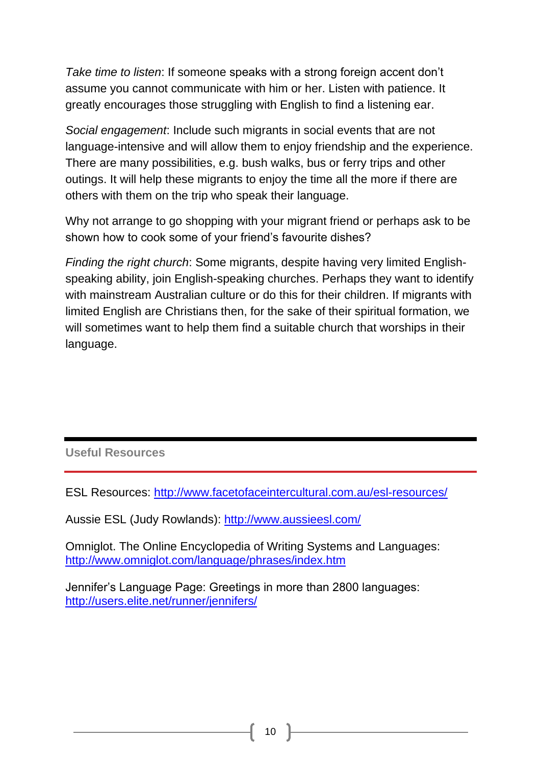*Take time to listen*: If someone speaks with a strong foreign accent don't assume you cannot communicate with him or her. Listen with patience. It greatly encourages those struggling with English to find a listening ear.

*Social engagement*: Include such migrants in social events that are not language-intensive and will allow them to enjoy friendship and the experience. There are many possibilities, e.g. bush walks, bus or ferry trips and other outings. It will help these migrants to enjoy the time all the more if there are others with them on the trip who speak their language.

Why not arrange to go shopping with your migrant friend or perhaps ask to be shown how to cook some of your friend's favourite dishes?

*Finding the right church*: Some migrants, despite having very limited English-speaking ability, join English-speaking churches. Perhaps they want to identify with mainstream Australian culture or do this for their children. If migrants with limited English are Christians then, for the sake of their spiritual formation, we will sometimes want to help them find a suitable church that worships in their language.

## Useful Resources

ESL Resources: http://www.facetofaceintercultural.com.au/esl-resources/

Aussie ESL (Judy Rowlands): http://www.aussieesl.com/

Omniglot. The Online Encyclopedia of Writing Systems and Languages: http://www.omniglot.com/language/phrases/index.htm

Jennifer's Language Page: Greetings in more than 2800 languages: http://users.elite.net/runner/jennifers/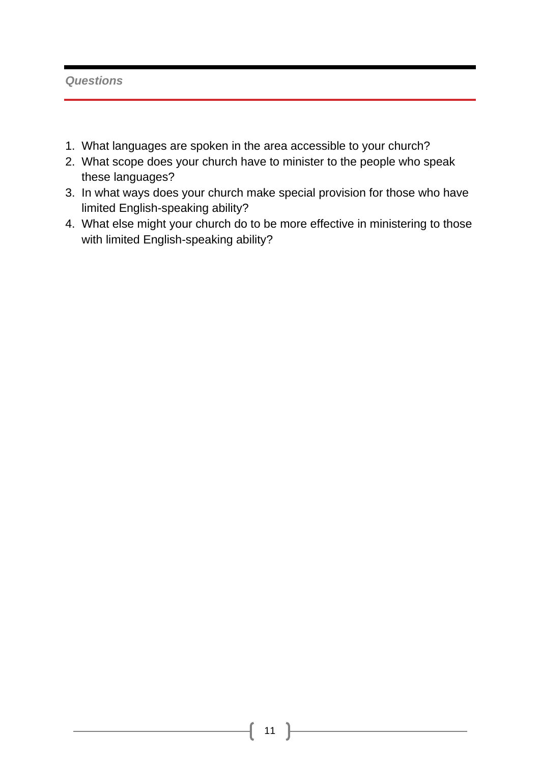***Questions***

1. What languages are spoken in the area accessible to your church?
2. What scope does your church have to minister to the people who speak these languages?
3. In what ways does your church make special provision for those who have limited English-speaking ability?
4. What else might your church do to be more effective in ministering to those with limited English-speaking ability?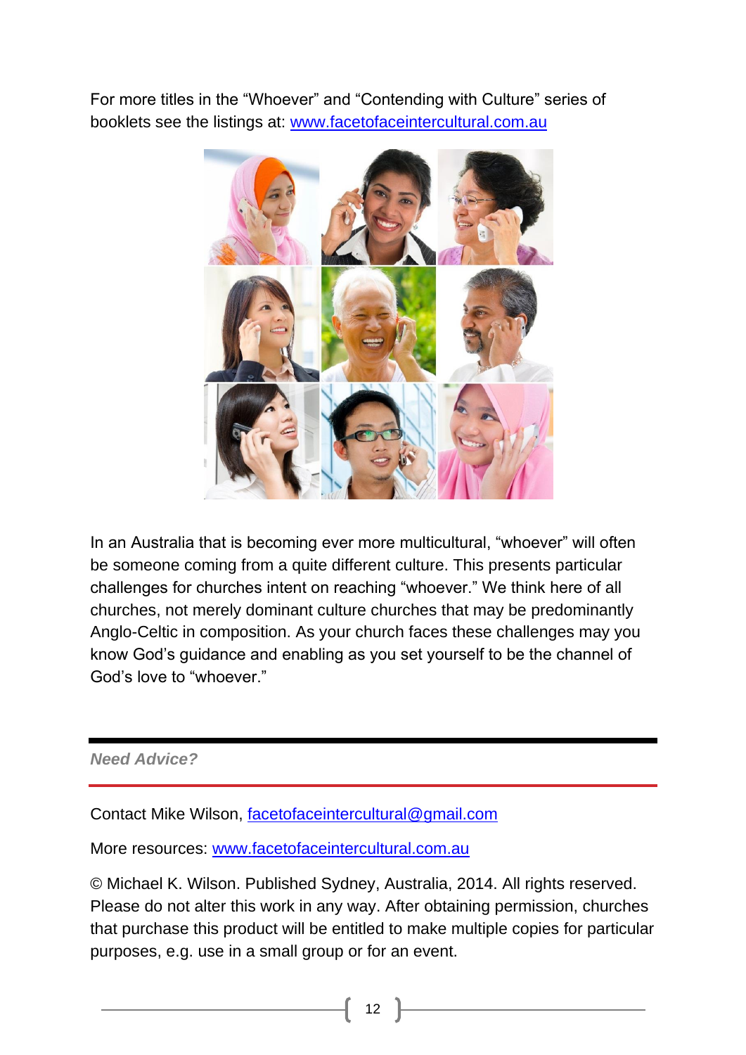For more titles in the "Whoever" and "Contending with Culture" series of booklets see the listings at: www.facetofaceintercultural.com.au

In an Australia that is becoming ever more multicultural, "whoever" will often be someone coming from a quite different culture. This presents particular challenges for churches intent on reaching "whoever." We think here of all churches, not merely dominant culture churches that may be predominantly Anglo-Celtic in composition. As your church faces these challenges may you know God's guidance and enabling as you set yourself to be the channel of God's love to "whoever."

***Need Advice?***

Contact Mike Wilson, facetofaceintercultural@gmail.com

More resources: www.facetofaceintercultural.com.au

© Michael K. Wilson. Published Sydney, Australia, 2014. All rights reserved. Please do not alter this work in any way. After obtaining permission, churches that purchase this product will be entitled to make multiple copies for particular purposes, e.g. use in a small group or for an event.